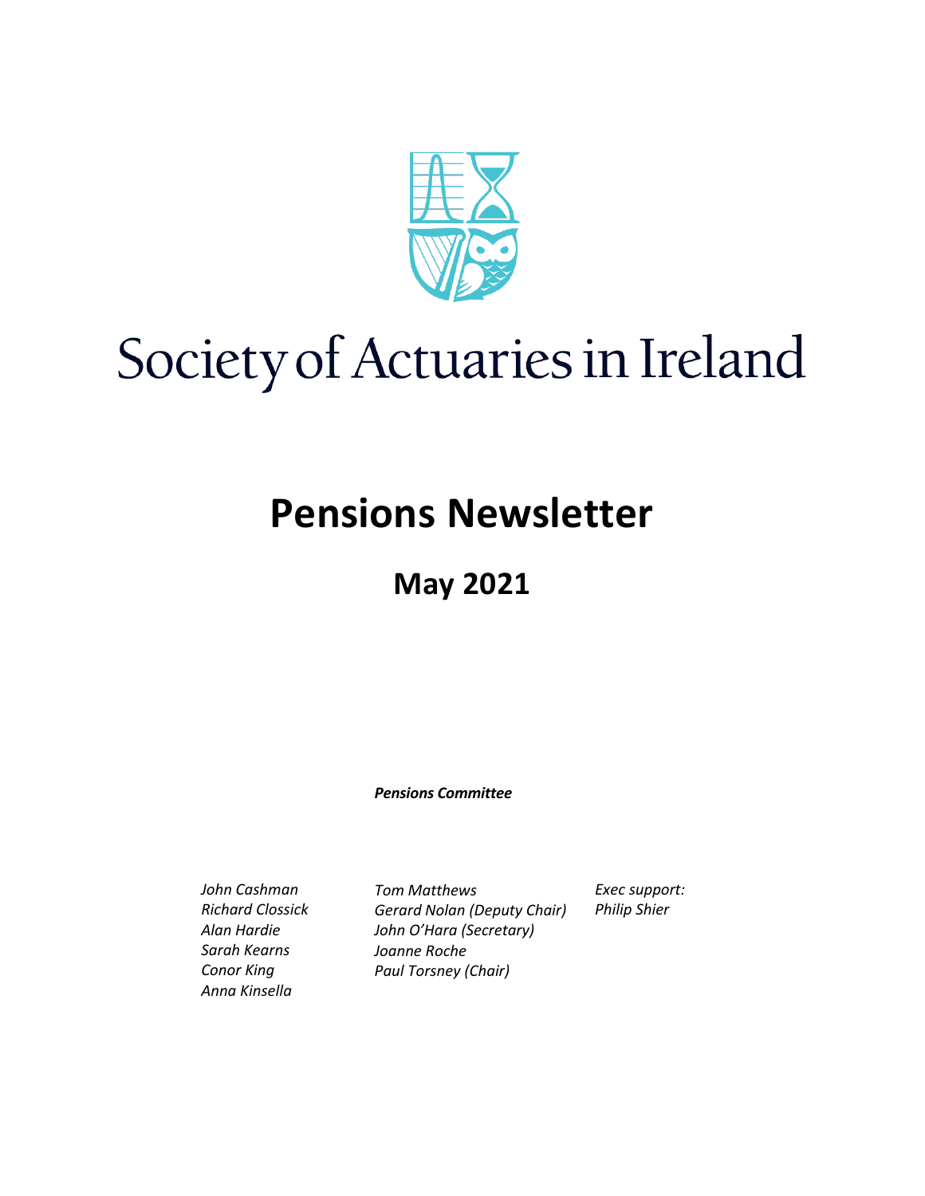# Society of Actuaries in Ireland

# Pensions Newsletter

## May 2021

***Pensions Committee***

*John Cashman*
*Richard Clossick*
*Alan Hardie*
*Sarah Kearns*
*Conor King*
*Anna Kinsella*

*Tom Matthews*
*Gerard Nolan (Deputy Chair)*
*John O'Hara (Secretary)*
*Joanne Roche*
*Paul Torsney (Chair)*

*Exec support:*
*Philip Shier*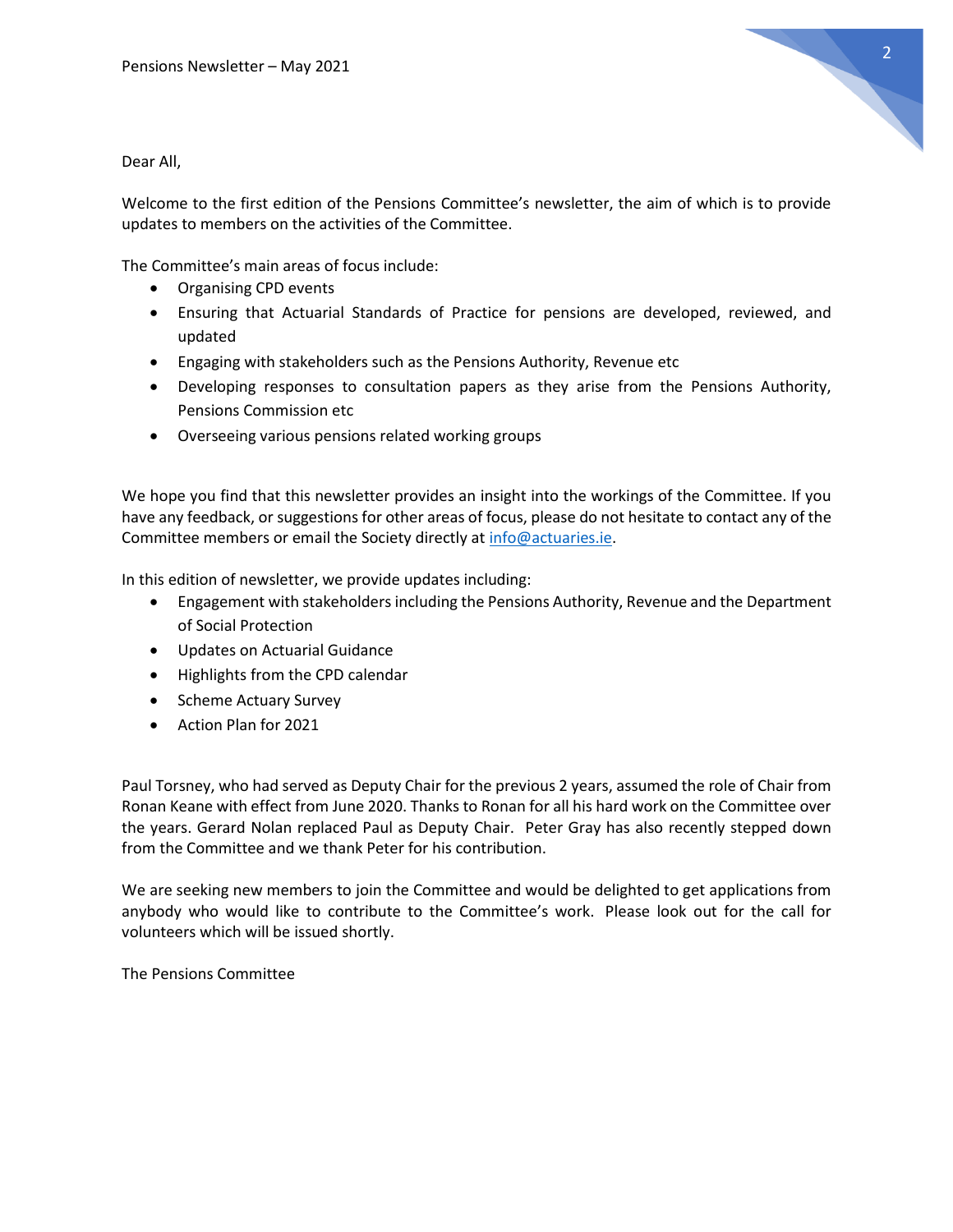Dear All,

Welcome to the first edition of the Pensions Committee's newsletter, the aim of which is to provide updates to members on the activities of the Committee.

The Committee's main areas of focus include:

- Organising CPD events
- Ensuring that Actuarial Standards of Practice for pensions are developed, reviewed, and updated
- Engaging with stakeholders such as the Pensions Authority, Revenue etc
- Developing responses to consultation papers as they arise from the Pensions Authority, Pensions Commission etc
- Overseeing various pensions related working groups

We hope you find that this newsletter provides an insight into the workings of the Committee. If you have any feedback, or suggestions for other areas of focus, please do not hesitate to contact any of the Committee members or email the Society directly at info@actuaries.ie.

In this edition of newsletter, we provide updates including:

- Engagement with stakeholders including the Pensions Authority, Revenue and the Department of Social Protection
- Updates on Actuarial Guidance
- Highlights from the CPD calendar
- Scheme Actuary Survey
- Action Plan for 2021

Paul Torsney, who had served as Deputy Chair for the previous 2 years, assumed the role of Chair from Ronan Keane with effect from June 2020. Thanks to Ronan for all his hard work on the Committee over the years. Gerard Nolan replaced Paul as Deputy Chair. Peter Gray has also recently stepped down from the Committee and we thank Peter for his contribution.

We are seeking new members to join the Committee and would be delighted to get applications from anybody who would like to contribute to the Committee's work. Please look out for the call for volunteers which will be issued shortly.

The Pensions Committee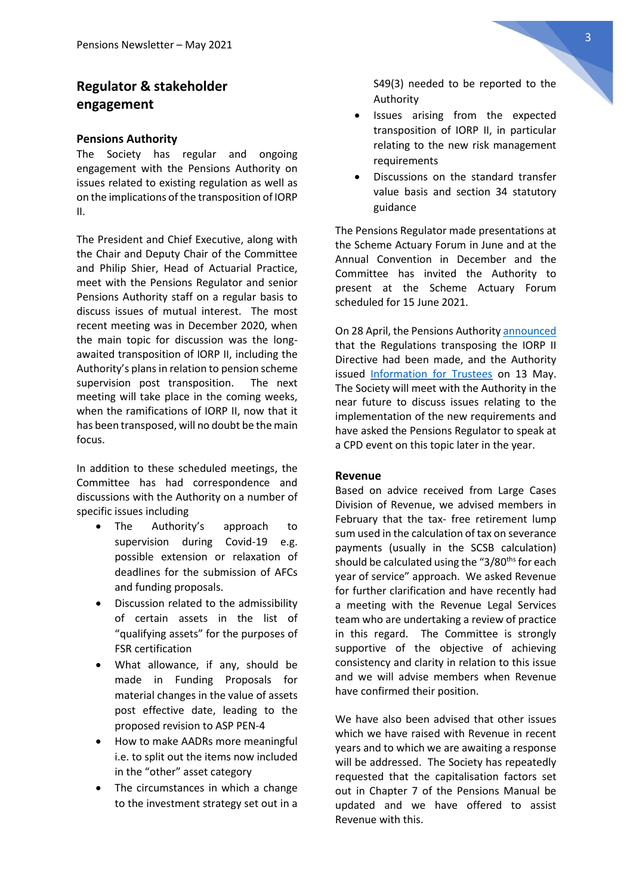## Regulator & stakeholder engagement

### Pensions Authority

The Society has regular and ongoing engagement with the Pensions Authority on issues related to existing regulation as well as on the implications of the transposition of IORP II.

The President and Chief Executive, along with the Chair and Deputy Chair of the Committee and Philip Shier, Head of Actuarial Practice, meet with the Pensions Regulator and senior Pensions Authority staff on a regular basis to discuss issues of mutual interest. The most recent meeting was in December 2020, when the main topic for discussion was the long-awaited transposition of IORP II, including the Authority's plans in relation to pension scheme supervision post transposition. The next meeting will take place in the coming weeks, when the ramifications of IORP II, now that it has been transposed, will no doubt be the main focus.

In addition to these scheduled meetings, the Committee has had correspondence and discussions with the Authority on a number of specific issues including

- The Authority's approach to supervision during Covid-19 e.g. possible extension or relaxation of deadlines for the submission of AFCs and funding proposals.
- Discussion related to the admissibility of certain assets in the list of "qualifying assets" for the purposes of FSR certification
- What allowance, if any, should be made in Funding Proposals for material changes in the value of assets post effective date, leading to the proposed revision to ASP PEN-4
- How to make AADRs more meaningful i.e. to split out the items now included in the "other" asset category
- The circumstances in which a change to the investment strategy set out in a S49(3) needed to be reported to the Authority
- Issues arising from the expected transposition of IORP II, in particular relating to the new risk management requirements
- Discussions on the standard transfer value basis and section 34 statutory guidance

The Pensions Regulator made presentations at the Scheme Actuary Forum in June and at the Annual Convention in December and the Committee has invited the Authority to present at the Scheme Actuary Forum scheduled for 15 June 2021.

On 28 April, the Pensions Authority announced that the Regulations transposing the IORP II Directive had been made, and the Authority issued Information for Trustees on 13 May. The Society will meet with the Authority in the near future to discuss issues relating to the implementation of the new requirements and have asked the Pensions Regulator to speak at a CPD event on this topic later in the year.

### Revenue

Based on advice received from Large Cases Division of Revenue, we advised members in February that the tax- free retirement lump sum used in the calculation of tax on severance payments (usually in the SCSB calculation) should be calculated using the "3/80ths for each year of service" approach. We asked Revenue for further clarification and have recently had a meeting with the Revenue Legal Services team who are undertaking a review of practice in this regard. The Committee is strongly supportive of the objective of achieving consistency and clarity in relation to this issue and we will advise members when Revenue have confirmed their position.

We have also been advised that other issues which we have raised with Revenue in recent years and to which we are awaiting a response will be addressed. The Society has repeatedly requested that the capitalisation factors set out in Chapter 7 of the Pensions Manual be updated and we have offered to assist Revenue with this.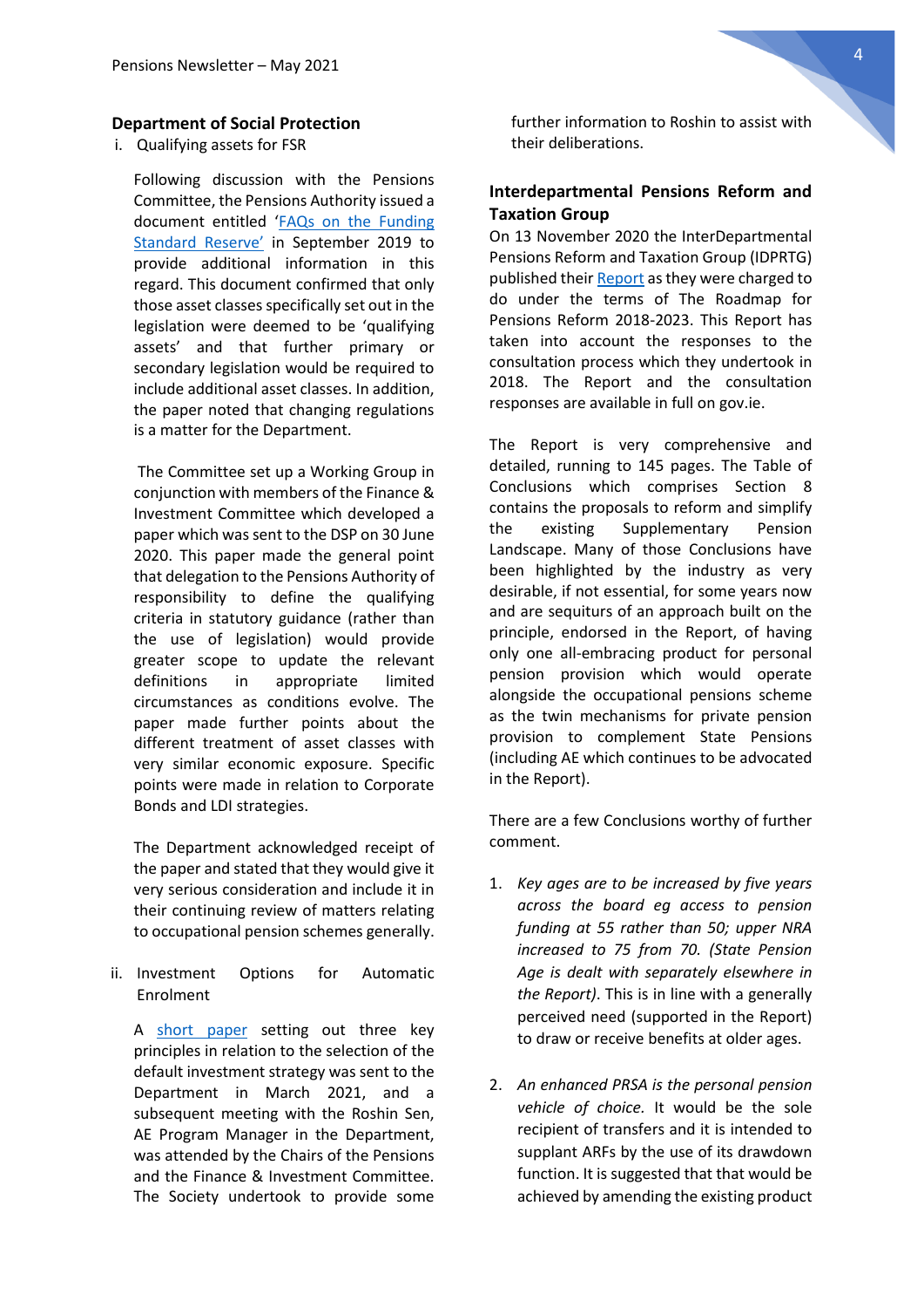## Department of Social Protection

i. Qualifying assets for FSR

Following discussion with the Pensions Committee, the Pensions Authority issued a document entitled '[FAQs on the Funding Standard Reserve](#)' in September 2019 to provide additional information in this regard. This document confirmed that only those asset classes specifically set out in the legislation were deemed to be 'qualifying assets' and that further primary or secondary legislation would be required to include additional asset classes. In addition, the paper noted that changing regulations is a matter for the Department.

The Committee set up a Working Group in conjunction with members of the Finance & Investment Committee which developed a paper which was sent to the DSP on 30 June 2020. This paper made the general point that delegation to the Pensions Authority of responsibility to define the qualifying criteria in statutory guidance (rather than the use of legislation) would provide greater scope to update the relevant definitions in appropriate limited circumstances as conditions evolve. The paper made further points about the different treatment of asset classes with very similar economic exposure. Specific points were made in relation to Corporate Bonds and LDI strategies.

The Department acknowledged receipt of the paper and stated that they would give it very serious consideration and include it in their continuing review of matters relating to occupational pension schemes generally.

ii. Investment Options for Automatic Enrolment

A [short paper](#) setting out three key principles in relation to the selection of the default investment strategy was sent to the Department in March 2021, and a subsequent meeting with the Roshin Sen, AE Program Manager in the Department, was attended by the Chairs of the Pensions and the Finance & Investment Committee. The Society undertook to provide some further information to Roshin to assist with their deliberations.

## Interdepartmental Pensions Reform and Taxation Group

On 13 November 2020 the InterDepartmental Pensions Reform and Taxation Group (IDPRTG) published their [Report](#) as they were charged to do under the terms of The Roadmap for Pensions Reform 2018-2023. This Report has taken into account the responses to the consultation process which they undertook in 2018. The Report and the consultation responses are available in full on gov.ie.

The Report is very comprehensive and detailed, running to 145 pages. The Table of Conclusions which comprises Section 8 contains the proposals to reform and simplify the existing Supplementary Pension Landscape. Many of those Conclusions have been highlighted by the industry as very desirable, if not essential, for some years now and are sequiturs of an approach built on the principle, endorsed in the Report, of having only one all-embracing product for personal pension provision which would operate alongside the occupational pensions scheme as the twin mechanisms for private pension provision to complement State Pensions (including AE which continues to be advocated in the Report).

There are a few Conclusions worthy of further comment.

1. *Key ages are to be increased by five years across the board eg access to pension funding at 55 rather than 50; upper NRA increased to 75 from 70. (State Pension Age is dealt with separately elsewhere in the Report).* This is in line with a generally perceived need (supported in the Report) to draw or receive benefits at older ages.

2. *An enhanced PRSA is the personal pension vehicle of choice.* It would be the sole recipient of transfers and it is intended to supplant ARFs by the use of its drawdown function. It is suggested that that would be achieved by amending the existing product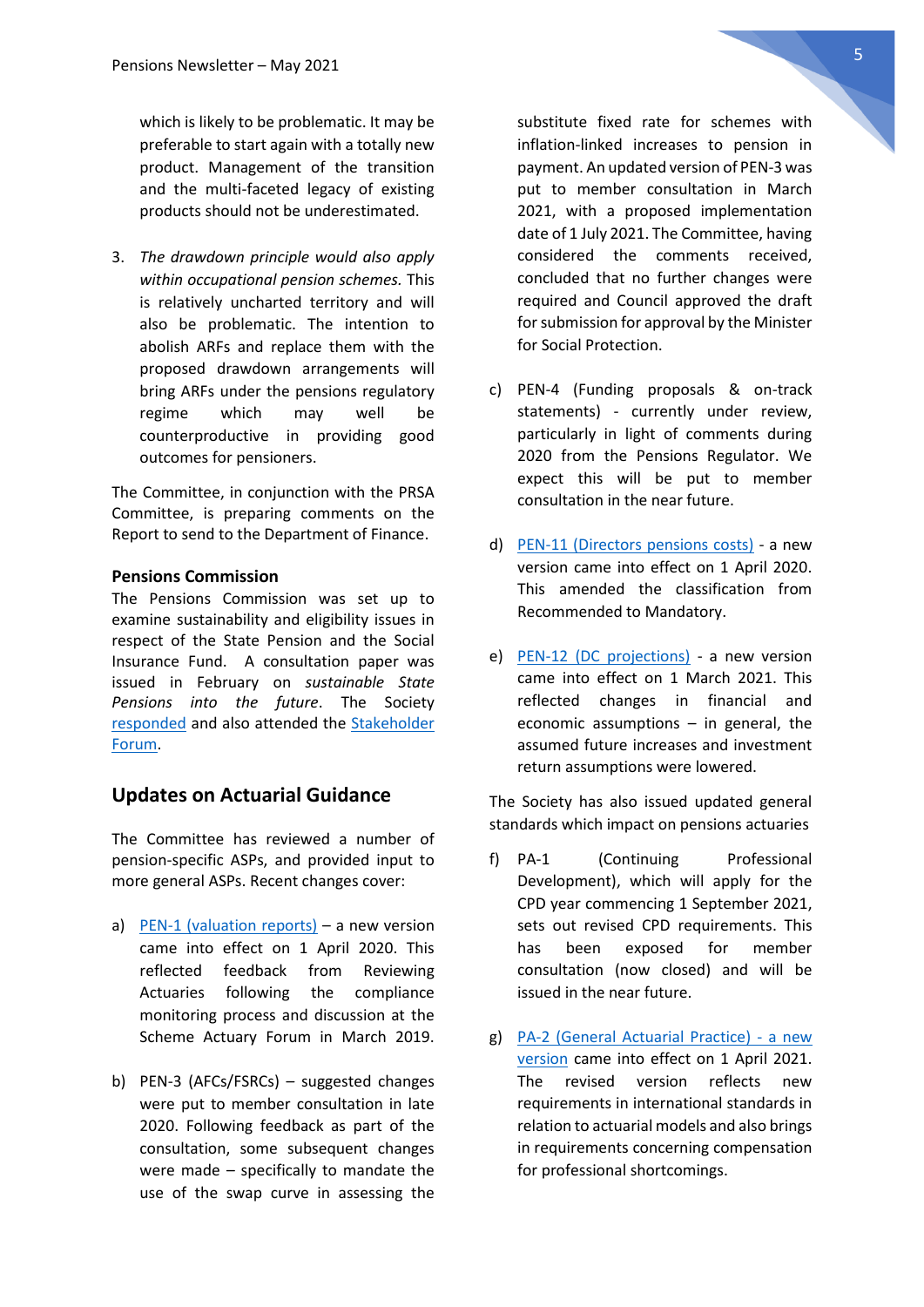which is likely to be problematic. It may be preferable to start again with a totally new product. Management of the transition and the multi-faceted legacy of existing products should not be underestimated.

3. *The drawdown principle would also apply within occupational pension schemes.* This is relatively uncharted territory and will also be problematic. The intention to abolish ARFs and replace them with the proposed drawdown arrangements will bring ARFs under the pensions regulatory regime which may well be counterproductive in providing good outcomes for pensioners.

The Committee, in conjunction with the PRSA Committee, is preparing comments on the Report to send to the Department of Finance.

**Pensions Commission**

The Pensions Commission was set up to examine sustainability and eligibility issues in respect of the State Pension and the Social Insurance Fund. A consultation paper was issued in February on *sustainable State Pensions into the future*. The Society responded and also attended the Stakeholder Forum.

## Updates on Actuarial Guidance

The Committee has reviewed a number of pension-specific ASPs, and provided input to more general ASPs. Recent changes cover:

a) PEN-1 (valuation reports) – a new version came into effect on 1 April 2020. This reflected feedback from Reviewing Actuaries following the compliance monitoring process and discussion at the Scheme Actuary Forum in March 2019.

b) PEN-3 (AFCs/FSRCs) – suggested changes were put to member consultation in late 2020. Following feedback as part of the consultation, some subsequent changes were made – specifically to mandate the use of the swap curve in assessing the substitute fixed rate for schemes with inflation-linked increases to pension in payment. An updated version of PEN-3 was put to member consultation in March 2021, with a proposed implementation date of 1 July 2021. The Committee, having considered the comments received, concluded that no further changes were required and Council approved the draft for submission for approval by the Minister for Social Protection.

c) PEN-4 (Funding proposals & on-track statements) - currently under review, particularly in light of comments during 2020 from the Pensions Regulator. We expect this will be put to member consultation in the near future.

d) PEN-11 (Directors pensions costs) - a new version came into effect on 1 April 2020. This amended the classification from Recommended to Mandatory.

e) PEN-12 (DC projections) - a new version came into effect on 1 March 2021. This reflected changes in financial and economic assumptions – in general, the assumed future increases and investment return assumptions were lowered.

The Society has also issued updated general standards which impact on pensions actuaries

f) PA-1 (Continuing Professional Development), which will apply for the CPD year commencing 1 September 2021, sets out revised CPD requirements. This has been exposed for member consultation (now closed) and will be issued in the near future.

g) PA-2 (General Actuarial Practice) - a new version came into effect on 1 April 2021. The revised version reflects new requirements in international standards in relation to actuarial models and also brings in requirements concerning compensation for professional shortcomings.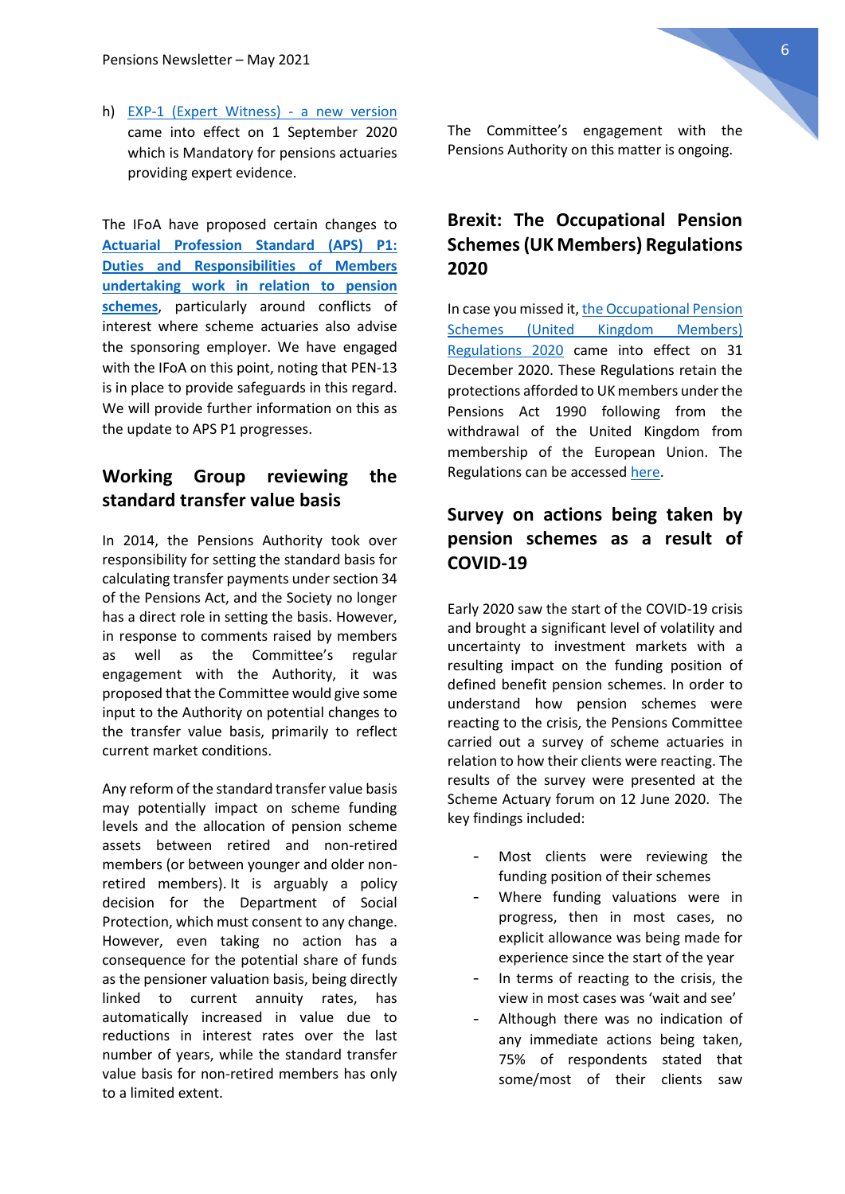h) [EXP-1 (Expert Witness) - a new version](#) came into effect on 1 September 2020 which is Mandatory for pensions actuaries providing expert evidence.

The IFoA have proposed certain changes to **[Actuarial Profession Standard (APS) P1: Duties and Responsibilities of Members undertaking work in relation to pension schemes](#)**, particularly around conflicts of interest where scheme actuaries also advise the sponsoring employer. We have engaged with the IFoA on this point, noting that PEN-13 is in place to provide safeguards in this regard. We will provide further information on this as the update to APS P1 progresses.

## Working Group reviewing the standard transfer value basis

In 2014, the Pensions Authority took over responsibility for setting the standard basis for calculating transfer payments under section 34 of the Pensions Act, and the Society no longer has a direct role in setting the basis. However, in response to comments raised by members as well as the Committee's regular engagement with the Authority, it was proposed that the Committee would give some input to the Authority on potential changes to the transfer value basis, primarily to reflect current market conditions.

Any reform of the standard transfer value basis may potentially impact on scheme funding levels and the allocation of pension scheme assets between retired and non-retired members (or between younger and older non-retired members). It is arguably a policy decision for the Department of Social Protection, which must consent to any change. However, even taking no action has a consequence for the potential share of funds as the pensioner valuation basis, being directly linked to current annuity rates, has automatically increased in value due to reductions in interest rates over the last number of years, while the standard transfer value basis for non-retired members has only to a limited extent.

The Committee's engagement with the Pensions Authority on this matter is ongoing.

## Brexit: The Occupational Pension Schemes (UK Members) Regulations 2020

In case you missed it, [the Occupational Pension Schemes (United Kingdom Members) Regulations 2020](#) came into effect on 31 December 2020. These Regulations retain the protections afforded to UK members under the Pensions Act 1990 following from the withdrawal of the United Kingdom from membership of the European Union. The Regulations can be accessed [here](#).

## Survey on actions being taken by pension schemes as a result of COVID-19

Early 2020 saw the start of the COVID-19 crisis and brought a significant level of volatility and uncertainty to investment markets with a resulting impact on the funding position of defined benefit pension schemes. In order to understand how pension schemes were reacting to the crisis, the Pensions Committee carried out a survey of scheme actuaries in relation to how their clients were reacting. The results of the survey were presented at the Scheme Actuary forum on 12 June 2020. The key findings included:

- Most clients were reviewing the funding position of their schemes
- Where funding valuations were in progress, then in most cases, no explicit allowance was being made for experience since the start of the year
- In terms of reacting to the crisis, the view in most cases was 'wait and see'
- Although there was no indication of any immediate actions being taken, 75% of respondents stated that some/most of their clients saw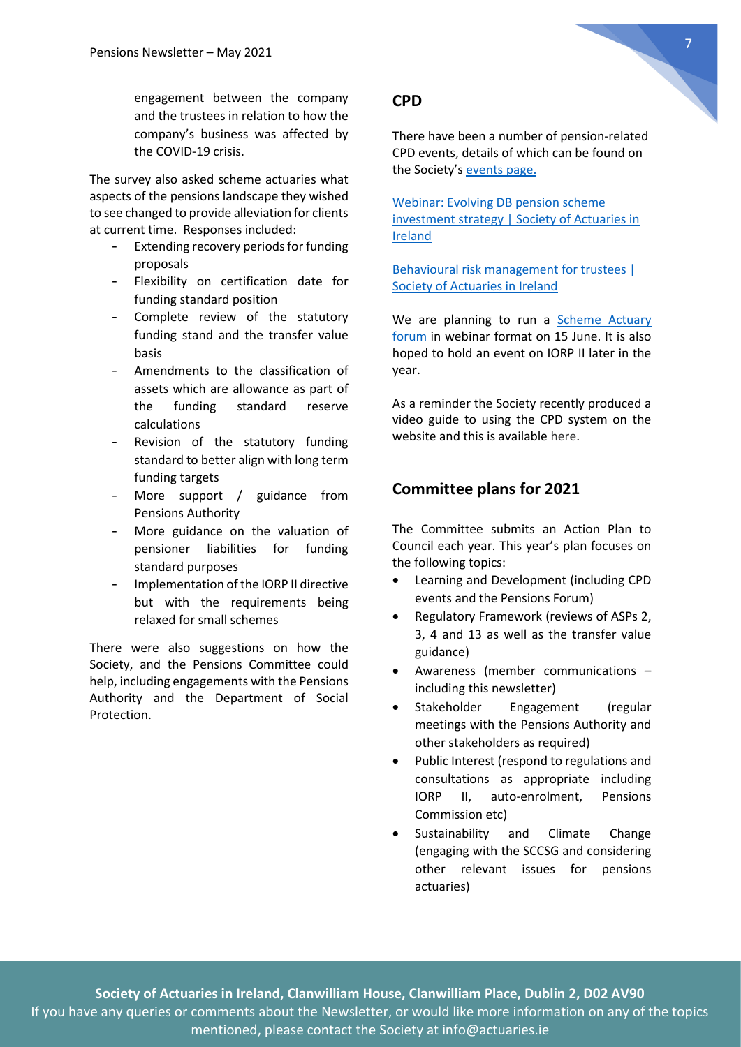engagement between the company and the trustees in relation to how the company's business was affected by the COVID-19 crisis.

The survey also asked scheme actuaries what aspects of the pensions landscape they wished to see changed to provide alleviation for clients at current time. Responses included:

- Extending recovery periods for funding proposals
- Flexibility on certification date for funding standard position
- Complete review of the statutory funding stand and the transfer value basis
- Amendments to the classification of assets which are allowance as part of the funding standard reserve calculations
- Revision of the statutory funding standard to better align with long term funding targets
- More support / guidance from Pensions Authority
- More guidance on the valuation of pensioner liabilities for funding standard purposes
- Implementation of the IORP II directive but with the requirements being relaxed for small schemes

There were also suggestions on how the Society, and the Pensions Committee could help, including engagements with the Pensions Authority and the Department of Social Protection.

## CPD

There have been a number of pension-related CPD events, details of which can be found on the Society's [events page.](#)

[Webinar: Evolving DB pension scheme investment strategy | Society of Actuaries in Ireland](#)

[Behavioural risk management for trustees | Society of Actuaries in Ireland](#)

We are planning to run a [Scheme Actuary forum](#) in webinar format on 15 June. It is also hoped to hold an event on IORP II later in the year.

As a reminder the Society recently produced a video guide to using the CPD system on the website and this is available [here](#).

## Committee plans for 2021

The Committee submits an Action Plan to Council each year. This year's plan focuses on the following topics:

- Learning and Development (including CPD events and the Pensions Forum)
- Regulatory Framework (reviews of ASPs 2, 3, 4 and 13 as well as the transfer value guidance)
- Awareness (member communications – including this newsletter)
- Stakeholder Engagement (regular meetings with the Pensions Authority and other stakeholders as required)
- Public Interest (respond to regulations and consultations as appropriate including IORP II, auto-enrolment, Pensions Commission etc)
- Sustainability and Climate Change (engaging with the SCCSG and considering other relevant issues for pensions actuaries)

**Society of Actuaries in Ireland, Clanwilliam House, Clanwilliam Place, Dublin 2, D02 AV90**

If you have any queries or comments about the Newsletter, or would like more information on any of the topics mentioned, please contact the Society at info@actuaries.ie